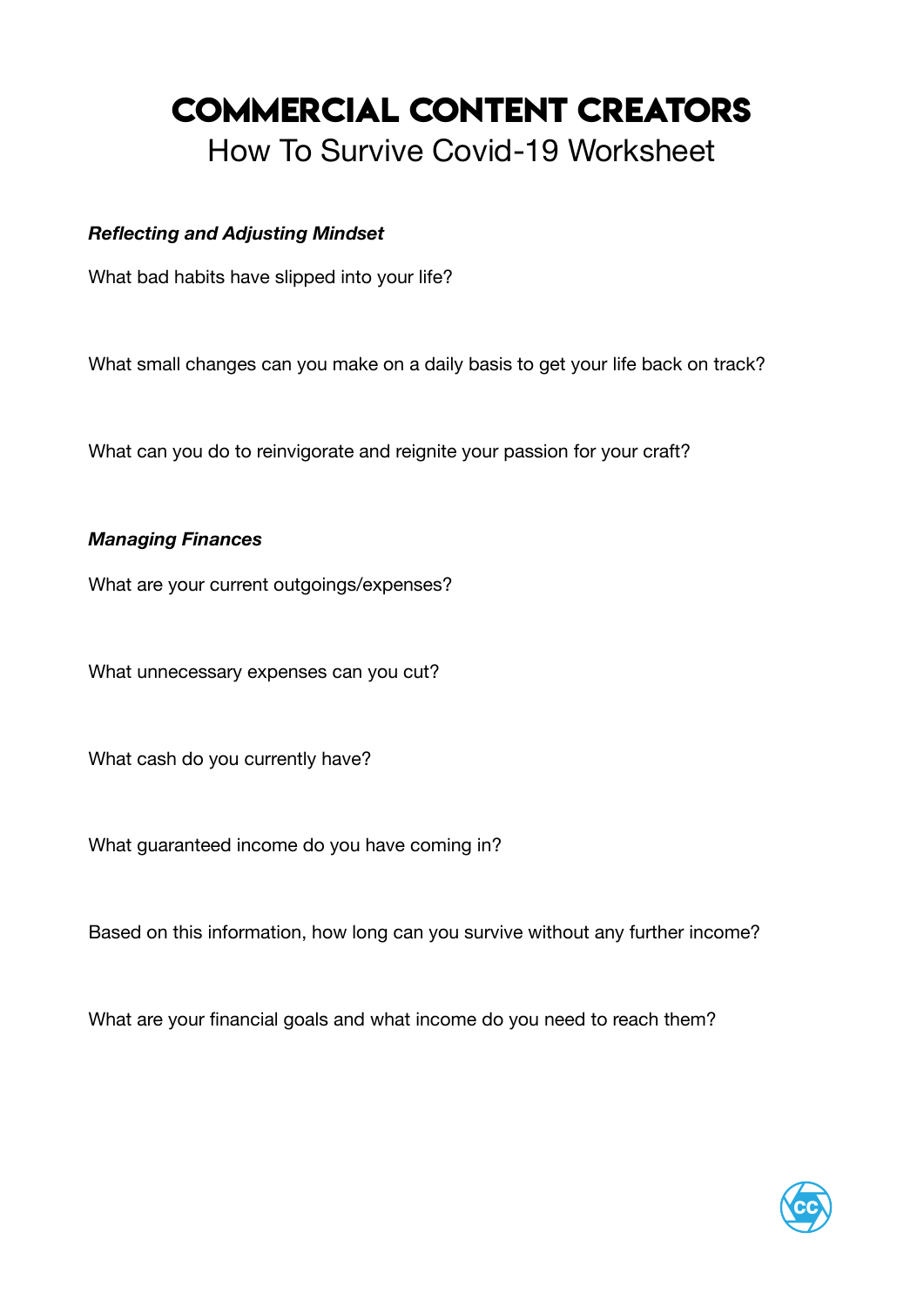# COMMERCIAL CONTENT CREATORS

## How To Survive Covid-19 Worksheet

***Reflecting and Adjusting Mindset***

What bad habits have slipped into your life?

What small changes can you make on a daily basis to get your life back on track?

What can you do to reinvigorate and reignite your passion for your craft?

***Managing Finances***

What are your current outgoings/expenses?

What unnecessary expenses can you cut?

What cash do you currently have?

What guaranteed income do you have coming in?

Based on this information, how long can you survive without any further income?

What are your financial goals and what income do you need to reach them?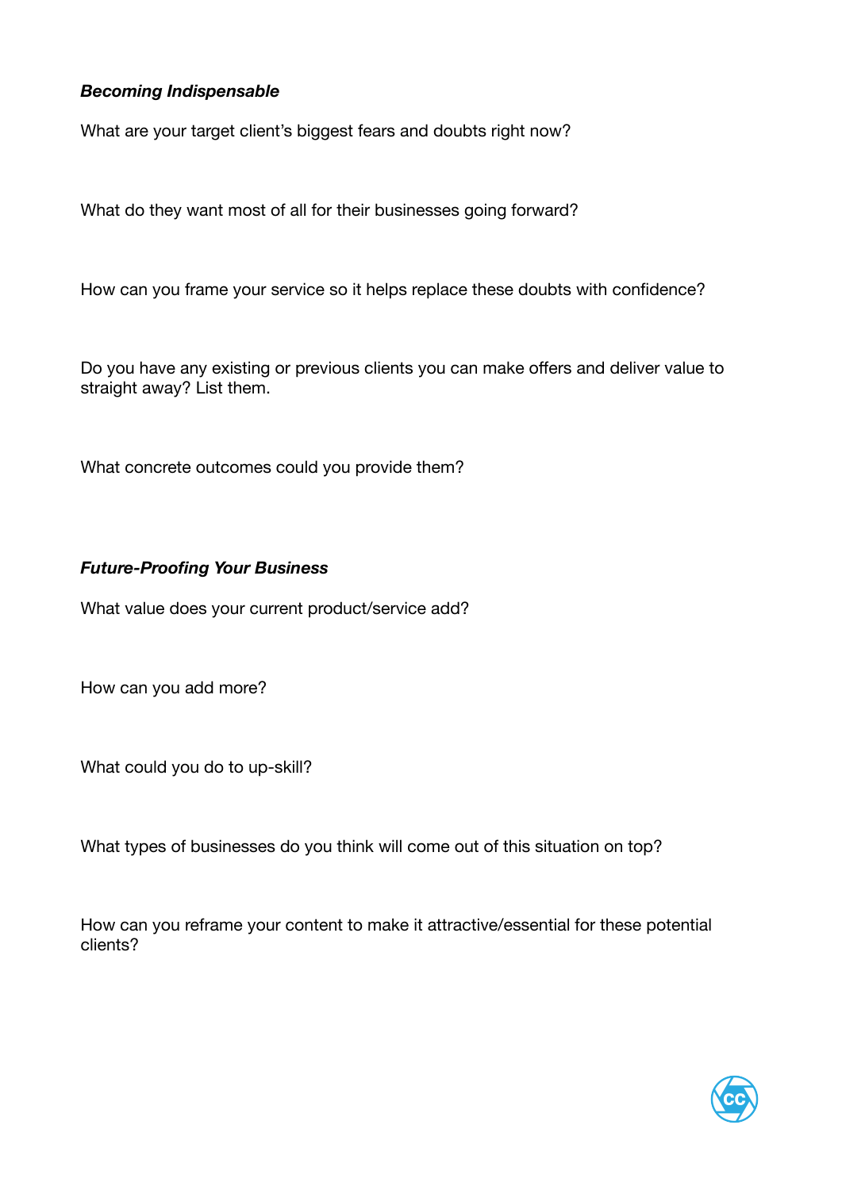***Becoming Indispensable***

What are your target client's biggest fears and doubts right now?

What do they want most of all for their businesses going forward?

How can you frame your service so it helps replace these doubts with confidence?

Do you have any existing or previous clients you can make offers and deliver value to straight away? List them.

What concrete outcomes could you provide them?

***Future-Proofing Your Business***

What value does your current product/service add?

How can you add more?

What could you do to up-skill?

What types of businesses do you think will come out of this situation on top?

How can you reframe your content to make it attractive/essential for these potential clients?